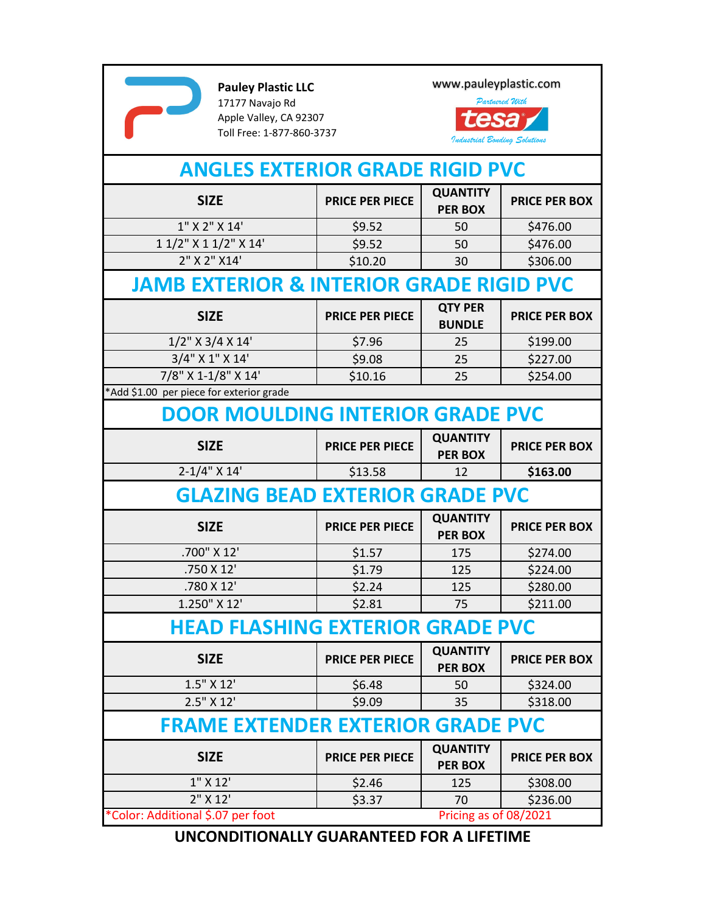**Pauley Plastic LLC**
17177 Navajo Rd
Apple Valley, CA 92307
Toll Free: 1-877-860-3737

www.pauleyplastic.com

Partnered With tesa
Industrial Bonding Solutions

## ANGLES EXTERIOR GRADE RIGID PVC

| SIZE | PRICE PER PIECE | QUANTITY PER BOX | PRICE PER BOX |
|---|---|---|---|
| 1" X 2" X 14' | $9.52 | 50 | $476.00 |
| 1 1/2" X 1 1/2" X 14' | $9.52 | 50 | $476.00 |
| 2" X 2" X14' | $10.20 | 30 | $306.00 |

## JAMB EXTERIOR & INTERIOR GRADE RIGID PVC

| SIZE | PRICE PER PIECE | QTY PER BUNDLE | PRICE PER BOX |
|---|---|---|---|
| 1/2" X 3/4 X 14' | $7.96 | 25 | $199.00 |
| 3/4" X 1" X 14' | $9.08 | 25 | $227.00 |
| 7/8" X 1-1/8" X 14' | $10.16 | 25 | $254.00 |

*Add $1.00 per piece for exterior grade

## DOOR MOULDING INTERIOR GRADE PVC

| SIZE | PRICE PER PIECE | QUANTITY PER BOX | PRICE PER BOX |
|---|---|---|---|
| 2-1/4" X 14' | $13.58 | 12 | **$163.00** |

## GLAZING BEAD EXTERIOR GRADE PVC

| SIZE | PRICE PER PIECE | QUANTITY PER BOX | PRICE PER BOX |
|---|---|---|---|
| .700" X 12' | $1.57 | 175 | $274.00 |
| .750 X 12' | $1.79 | 125 | $224.00 |
| .780 X 12' | $2.24 | 125 | $280.00 |
| 1.250" X 12' | $2.81 | 75 | $211.00 |

## HEAD FLASHING EXTERIOR GRADE PVC

| SIZE | PRICE PER PIECE | QUANTITY PER BOX | PRICE PER BOX |
|---|---|---|---|
| 1.5" X 12' | $6.48 | 50 | $324.00 |
| 2.5" X 12' | $9.09 | 35 | $318.00 |

## FRAME EXTENDER EXTERIOR GRADE PVC

| SIZE | PRICE PER PIECE | QUANTITY PER BOX | PRICE PER BOX |
|---|---|---|---|
| 1" X 12' | $2.46 | 125 | $308.00 |
| 2" X 12' | $3.37 | 70 | $236.00 |

*Color: Additional $.07 per foot

Pricing as of 08/2021

**UNCONDITIONALLY GUARANTEED FOR A LIFETIME**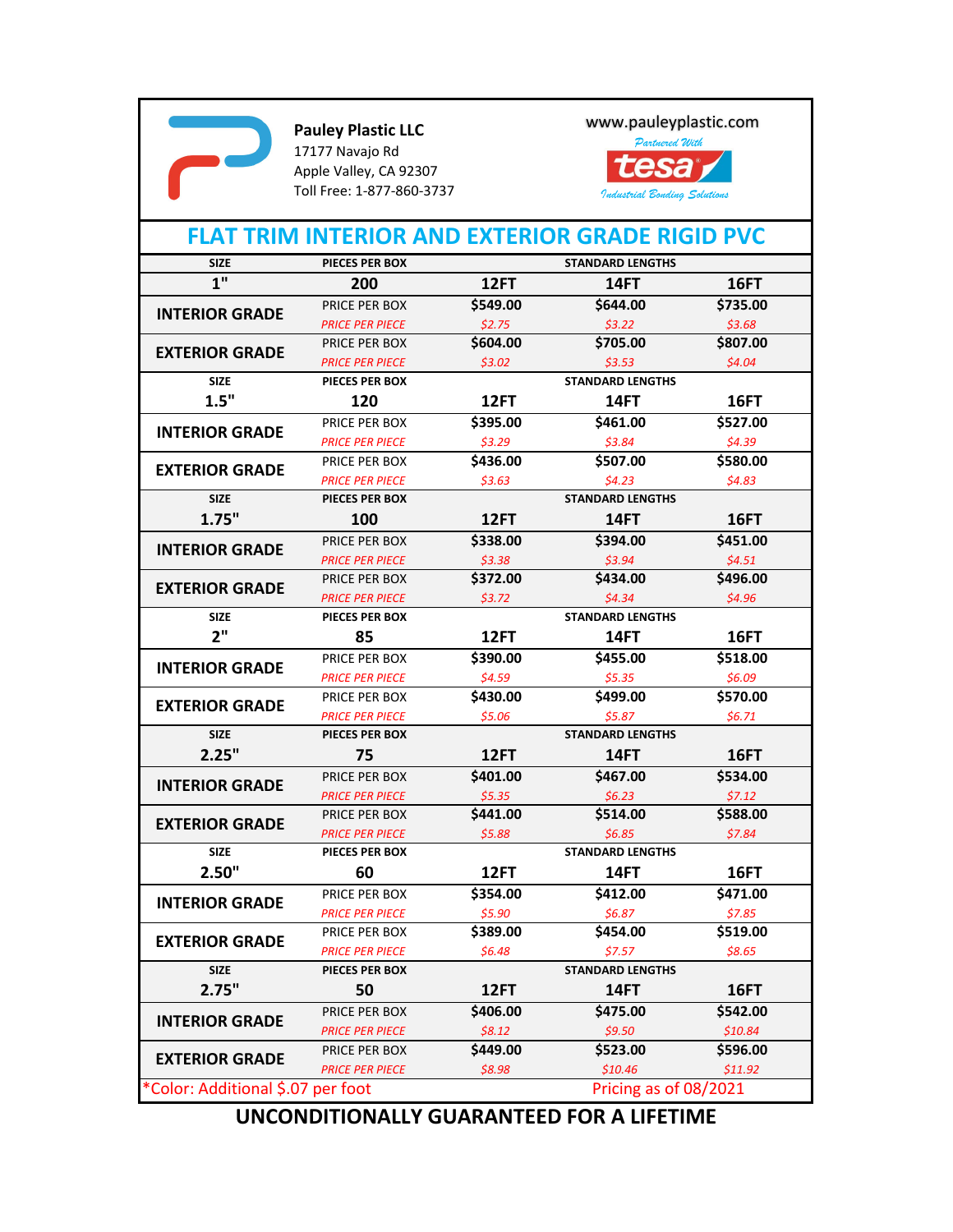**Pauley Plastic LLC**
17177 Navajo Rd
Apple Valley, CA 92307
Toll Free: 1-877-860-3737

www.pauleyplastic.com
*Partnered With*
tesa
*Industrial Bonding Solutions*

# FLAT TRIM INTERIOR AND EXTERIOR GRADE RIGID PVC

| SIZE | PIECES PER BOX | | STANDARD LENGTHS | |
|---|---|---|---|---|
| **1"** | **200** | **12FT** | **14FT** | **16FT** |
| **INTERIOR GRADE** | PRICE PER BOX | **$549.00** | **$644.00** | **$735.00** |
| | *PRICE PER PIECE* | *$2.75* | *$3.22* | *$3.68* |
| **EXTERIOR GRADE** | PRICE PER BOX | **$604.00** | **$705.00** | **$807.00** |
| | *PRICE PER PIECE* | *$3.02* | *$3.53* | *$4.04* |
| SIZE | PIECES PER BOX | | STANDARD LENGTHS | |
| **1.5"** | **120** | **12FT** | **14FT** | **16FT** |
| **INTERIOR GRADE** | PRICE PER BOX | **$395.00** | **$461.00** | **$527.00** |
| | *PRICE PER PIECE* | *$3.29* | *$3.84* | *$4.39* |
| **EXTERIOR GRADE** | PRICE PER BOX | **$436.00** | **$507.00** | **$580.00** |
| | *PRICE PER PIECE* | *$3.63* | *$4.23* | *$4.83* |
| SIZE | PIECES PER BOX | | STANDARD LENGTHS | |
| **1.75"** | **100** | **12FT** | **14FT** | **16FT** |
| **INTERIOR GRADE** | PRICE PER BOX | **$338.00** | **$394.00** | **$451.00** |
| | *PRICE PER PIECE* | *$3.38* | *$3.94* | *$4.51* |
| **EXTERIOR GRADE** | PRICE PER BOX | **$372.00** | **$434.00** | **$496.00** |
| | *PRICE PER PIECE* | *$3.72* | *$4.34* | *$4.96* |
| SIZE | PIECES PER BOX | | STANDARD LENGTHS | |
| **2"** | **85** | **12FT** | **14FT** | **16FT** |
| **INTERIOR GRADE** | PRICE PER BOX | **$390.00** | **$455.00** | **$518.00** |
| | *PRICE PER PIECE* | *$4.59* | *$5.35* | *$6.09* |
| **EXTERIOR GRADE** | PRICE PER BOX | **$430.00** | **$499.00** | **$570.00** |
| | *PRICE PER PIECE* | *$5.06* | *$5.87* | *$6.71* |
| SIZE | PIECES PER BOX | | STANDARD LENGTHS | |
| **2.25"** | **75** | **12FT** | **14FT** | **16FT** |
| **INTERIOR GRADE** | PRICE PER BOX | **$401.00** | **$467.00** | **$534.00** |
| | *PRICE PER PIECE* | *$5.35* | *$6.23* | *$7.12* |
| **EXTERIOR GRADE** | PRICE PER BOX | **$441.00** | **$514.00** | **$588.00** |
| | *PRICE PER PIECE* | *$5.88* | *$6.85* | *$7.84* |
| SIZE | PIECES PER BOX | | STANDARD LENGTHS | |
| **2.50"** | **60** | **12FT** | **14FT** | **16FT** |
| **INTERIOR GRADE** | PRICE PER BOX | **$354.00** | **$412.00** | **$471.00** |
| | *PRICE PER PIECE* | *$5.90* | *$6.87* | *$7.85* |
| **EXTERIOR GRADE** | PRICE PER BOX | **$389.00** | **$454.00** | **$519.00** |
| | *PRICE PER PIECE* | *$6.48* | *$7.57* | *$8.65* |
| SIZE | PIECES PER BOX | | STANDARD LENGTHS | |
| **2.75"** | **50** | **12FT** | **14FT** | **16FT** |
| **INTERIOR GRADE** | PRICE PER BOX | **$406.00** | **$475.00** | **$542.00** |
| | *PRICE PER PIECE* | *$8.12* | *$9.50* | *$10.84* |
| **EXTERIOR GRADE** | PRICE PER BOX | **$449.00** | **$523.00** | **$596.00** |
| | *PRICE PER PIECE* | *$8.98* | *$10.46* | *$11.92* |

*Color: Additional $.07 per foot

Pricing as of 08/2021

**UNCONDITIONALLY GUARANTEED FOR A LIFETIME**